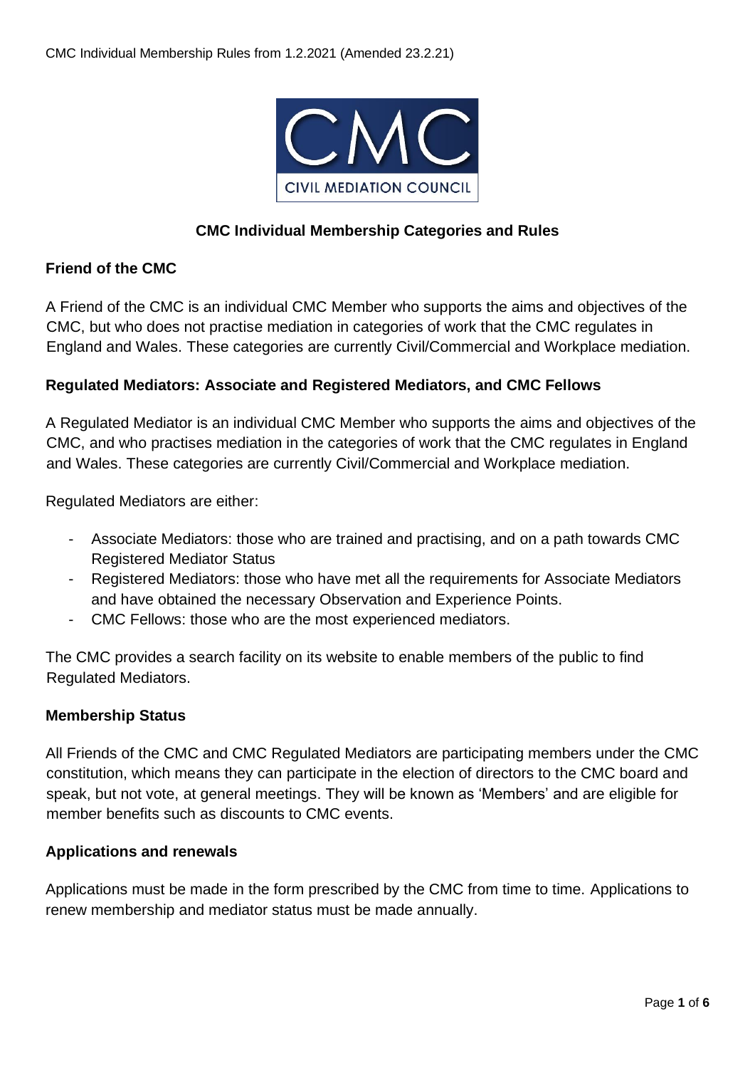# CMC Individual Membership Categories and Rules

## Friend of the CMC

A Friend of the CMC is an individual CMC Member who supports the aims and objectives of the CMC, but who does not practise mediation in categories of work that the CMC regulates in England and Wales. These categories are currently Civil/Commercial and Workplace mediation.

## Regulated Mediators: Associate and Registered Mediators, and CMC Fellows

A Regulated Mediator is an individual CMC Member who supports the aims and objectives of the CMC, and who practises mediation in the categories of work that the CMC regulates in England and Wales. These categories are currently Civil/Commercial and Workplace mediation.

Regulated Mediators are either:

- Associate Mediators: those who are trained and practising, and on a path towards CMC Registered Mediator Status
- Registered Mediators: those who have met all the requirements for Associate Mediators and have obtained the necessary Observation and Experience Points.
- CMC Fellows: those who are the most experienced mediators.

The CMC provides a search facility on its website to enable members of the public to find Regulated Mediators.

## Membership Status

All Friends of the CMC and CMC Regulated Mediators are participating members under the CMC constitution, which means they can participate in the election of directors to the CMC board and speak, but not vote, at general meetings. They will be known as 'Members' and are eligible for member benefits such as discounts to CMC events.

## Applications and renewals

Applications must be made in the form prescribed by the CMC from time to time. Applications to renew membership and mediator status must be made annually.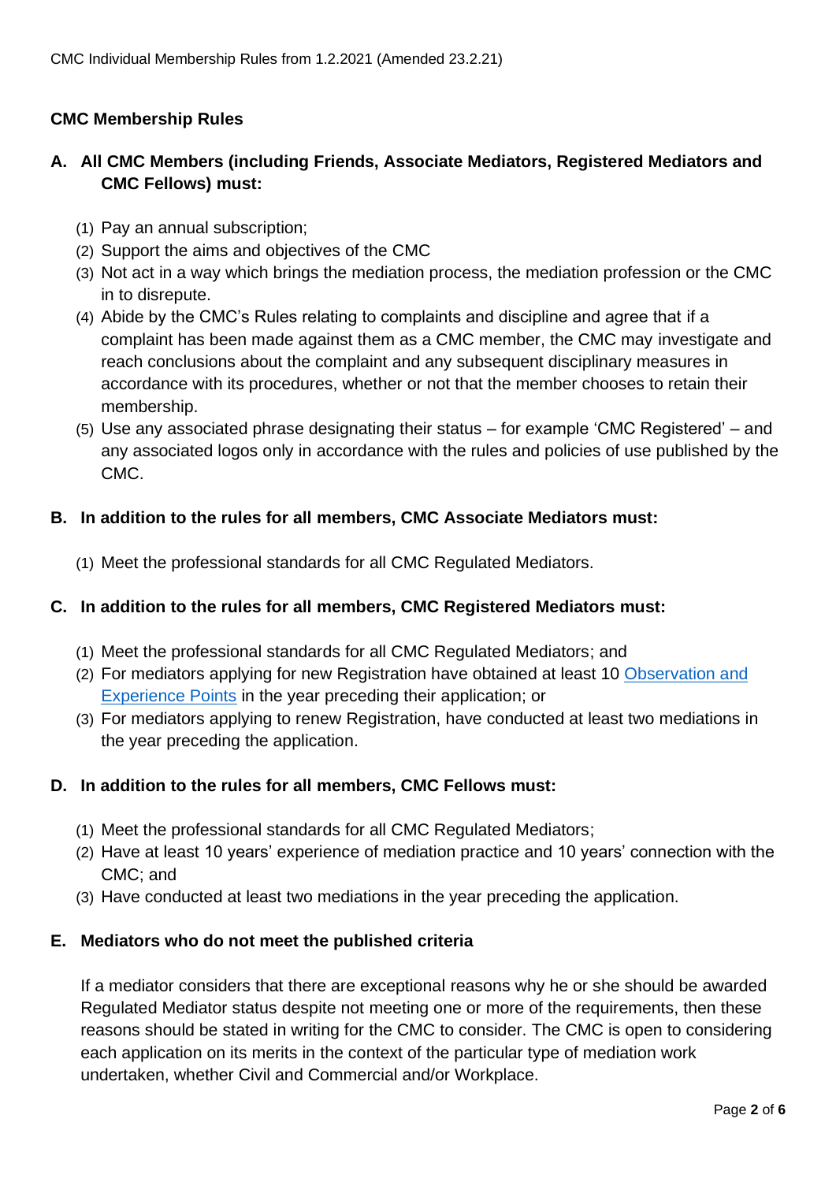## CMC Membership Rules

### A. All CMC Members (including Friends, Associate Mediators, Registered Mediators and CMC Fellows) must:

(1) Pay an annual subscription;
(2) Support the aims and objectives of the CMC
(3) Not act in a way which brings the mediation process, the mediation profession or the CMC in to disrepute.
(4) Abide by the CMC's Rules relating to complaints and discipline and agree that if a complaint has been made against them as a CMC member, the CMC may investigate and reach conclusions about the complaint and any subsequent disciplinary measures in accordance with its procedures, whether or not that the member chooses to retain their membership.
(5) Use any associated phrase designating their status – for example 'CMC Registered' – and any associated logos only in accordance with the rules and policies of use published by the CMC.

### B. In addition to the rules for all members, CMC Associate Mediators must:

(1) Meet the professional standards for all CMC Regulated Mediators.

### C. In addition to the rules for all members, CMC Registered Mediators must:

(1) Meet the professional standards for all CMC Regulated Mediators; and
(2) For mediators applying for new Registration have obtained at least 10 Observation and Experience Points in the year preceding their application; or
(3) For mediators applying to renew Registration, have conducted at least two mediations in the year preceding the application.

### D. In addition to the rules for all members, CMC Fellows must:

(1) Meet the professional standards for all CMC Regulated Mediators;
(2) Have at least 10 years' experience of mediation practice and 10 years' connection with the CMC; and
(3) Have conducted at least two mediations in the year preceding the application.

### E. Mediators who do not meet the published criteria

If a mediator considers that there are exceptional reasons why he or she should be awarded Regulated Mediator status despite not meeting one or more of the requirements, then these reasons should be stated in writing for the CMC to consider. The CMC is open to considering each application on its merits in the context of the particular type of mediation work undertaken, whether Civil and Commercial and/or Workplace.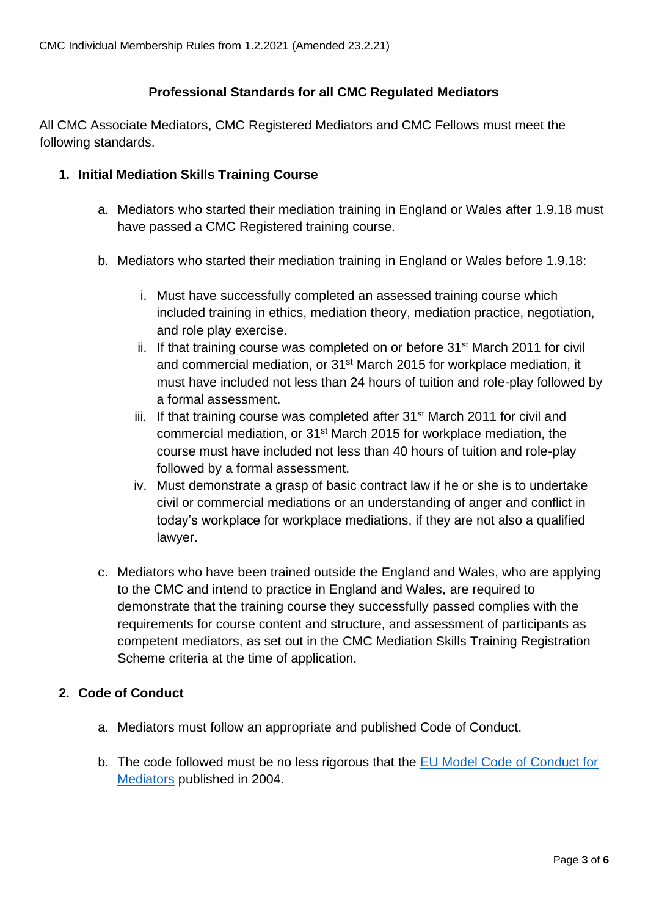## Professional Standards for all CMC Regulated Mediators

All CMC Associate Mediators, CMC Registered Mediators and CMC Fellows must meet the following standards.

### 1. Initial Mediation Skills Training Course

a. Mediators who started their mediation training in England or Wales after 1.9.18 must have passed a CMC Registered training course.

b. Mediators who started their mediation training in England or Wales before 1.9.18:

   i. Must have successfully completed an assessed training course which included training in ethics, mediation theory, mediation practice, negotiation, and role play exercise.

   ii. If that training course was completed on or before 31st March 2011 for civil and commercial mediation, or 31st March 2015 for workplace mediation, it must have included not less than 24 hours of tuition and role-play followed by a formal assessment.

   iii. If that training course was completed after 31st March 2011 for civil and commercial mediation, or 31st March 2015 for workplace mediation, the course must have included not less than 40 hours of tuition and role-play followed by a formal assessment.

   iv. Must demonstrate a grasp of basic contract law if he or she is to undertake civil or commercial mediations or an understanding of anger and conflict in today's workplace for workplace mediations, if they are not also a qualified lawyer.

c. Mediators who have been trained outside the England and Wales, who are applying to the CMC and intend to practice in England and Wales, are required to demonstrate that the training course they successfully passed complies with the requirements for course content and structure, and assessment of participants as competent mediators, as set out in the CMC Mediation Skills Training Registration Scheme criteria at the time of application.

### 2. Code of Conduct

a. Mediators must follow an appropriate and published Code of Conduct.

b. The code followed must be no less rigorous that the EU Model Code of Conduct for Mediators published in 2004.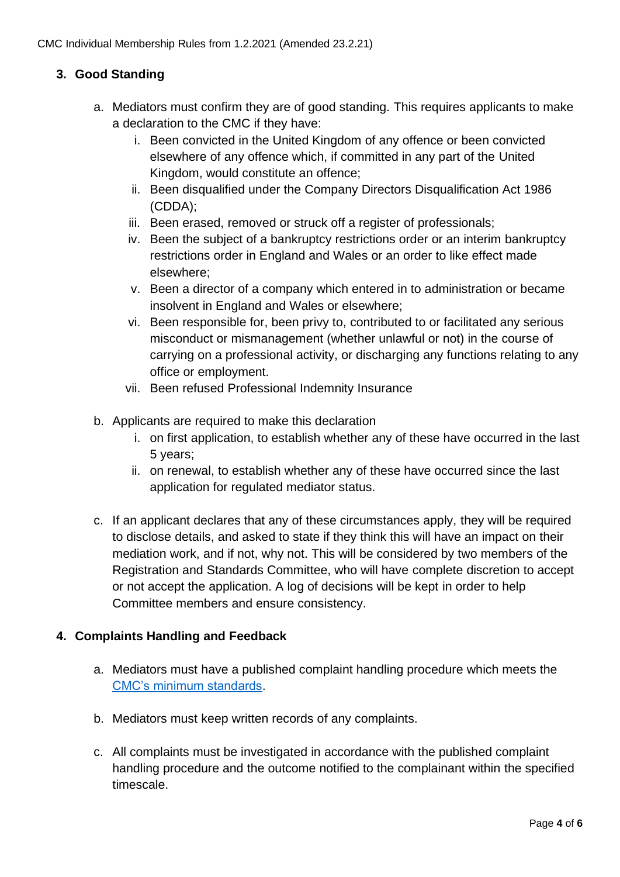## 3. Good Standing

a. Mediators must confirm they are of good standing. This requires applicants to make a declaration to the CMC if they have:

   i. Been convicted in the United Kingdom of any offence or been convicted elsewhere of any offence which, if committed in any part of the United Kingdom, would constitute an offence;
   ii. Been disqualified under the Company Directors Disqualification Act 1986 (CDDA);
   iii. Been erased, removed or struck off a register of professionals;
   iv. Been the subject of a bankruptcy restrictions order or an interim bankruptcy restrictions order in England and Wales or an order to like effect made elsewhere;
   v. Been a director of a company which entered in to administration or became insolvent in England and Wales or elsewhere;
   vi. Been responsible for, been privy to, contributed to or facilitated any serious misconduct or mismanagement (whether unlawful or not) in the course of carrying on a professional activity, or discharging any functions relating to any office or employment.
   vii. Been refused Professional Indemnity Insurance

b. Applicants are required to make this declaration

   i. on first application, to establish whether any of these have occurred in the last 5 years;
   ii. on renewal, to establish whether any of these have occurred since the last application for regulated mediator status.

c. If an applicant declares that any of these circumstances apply, they will be required to disclose details, and asked to state if they think this will have an impact on their mediation work, and if not, why not. This will be considered by two members of the Registration and Standards Committee, who will have complete discretion to accept or not accept the application. A log of decisions will be kept in order to help Committee members and ensure consistency.

## 4. Complaints Handling and Feedback

a. Mediators must have a published complaint handling procedure which meets the [CMC's minimum standards](#).

b. Mediators must keep written records of any complaints.

c. All complaints must be investigated in accordance with the published complaint handling procedure and the outcome notified to the complainant within the specified timescale.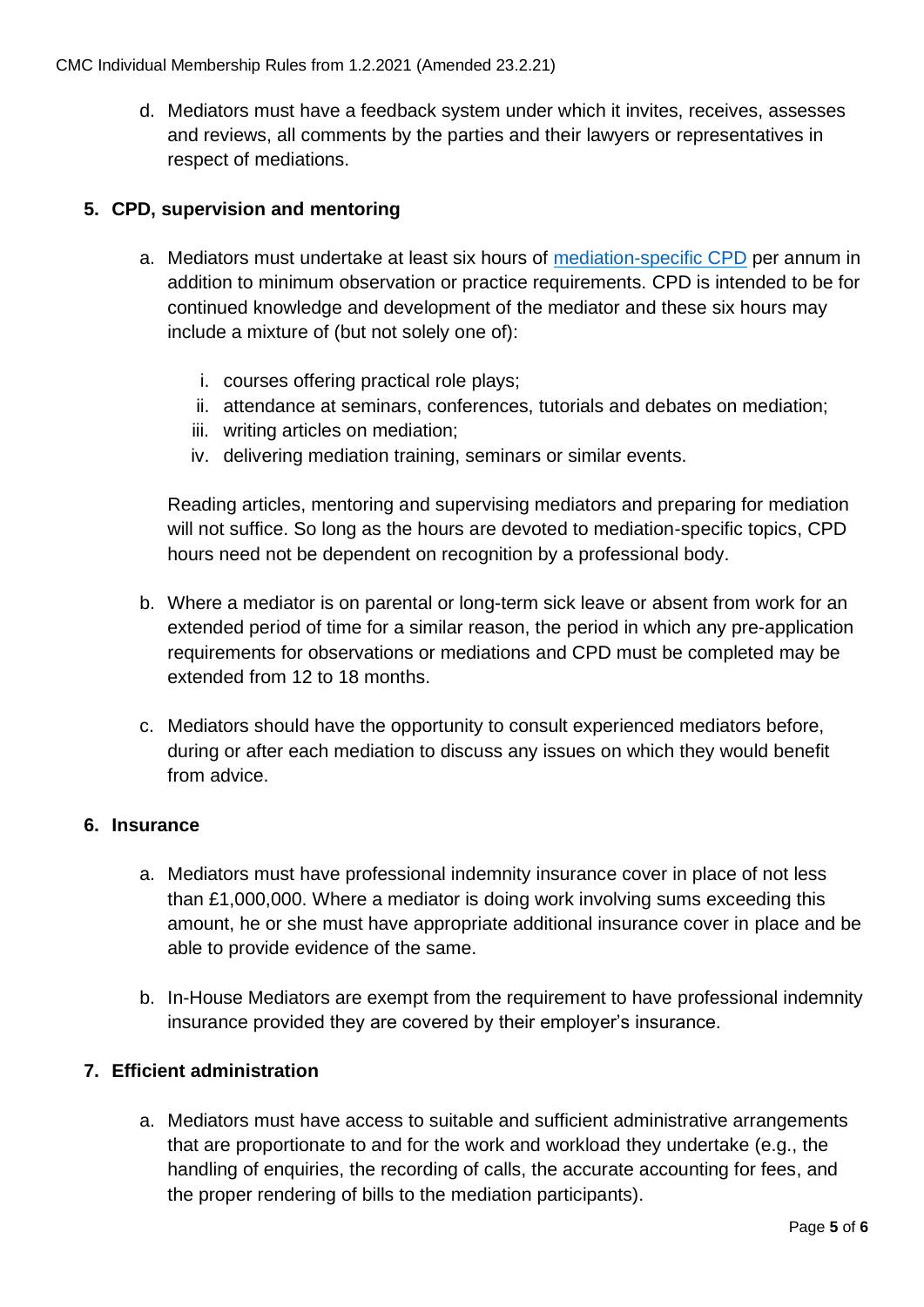d. Mediators must have a feedback system under which it invites, receives, assesses and reviews, all comments by the parties and their lawyers or representatives in respect of mediations.

## 5. CPD, supervision and mentoring

a. Mediators must undertake at least six hours of [mediation-specific CPD]() per annum in addition to minimum observation or practice requirements. CPD is intended to be for continued knowledge and development of the mediator and these six hours may include a mixture of (but not solely one of):

   i. courses offering practical role plays;
   ii. attendance at seminars, conferences, tutorials and debates on mediation;
   iii. writing articles on mediation;
   iv. delivering mediation training, seminars or similar events.

   Reading articles, mentoring and supervising mediators and preparing for mediation will not suffice. So long as the hours are devoted to mediation-specific topics, CPD hours need not be dependent on recognition by a professional body.

b. Where a mediator is on parental or long-term sick leave or absent from work for an extended period of time for a similar reason, the period in which any pre-application requirements for observations or mediations and CPD must be completed may be extended from 12 to 18 months.

c. Mediators should have the opportunity to consult experienced mediators before, during or after each mediation to discuss any issues on which they would benefit from advice.

## 6. Insurance

a. Mediators must have professional indemnity insurance cover in place of not less than £1,000,000. Where a mediator is doing work involving sums exceeding this amount, he or she must have appropriate additional insurance cover in place and be able to provide evidence of the same.

b. In-House Mediators are exempt from the requirement to have professional indemnity insurance provided they are covered by their employer's insurance.

## 7. Efficient administration

a. Mediators must have access to suitable and sufficient administrative arrangements that are proportionate to and for the work and workload they undertake (e.g., the handling of enquiries, the recording of calls, the accurate accounting for fees, and the proper rendering of bills to the mediation participants).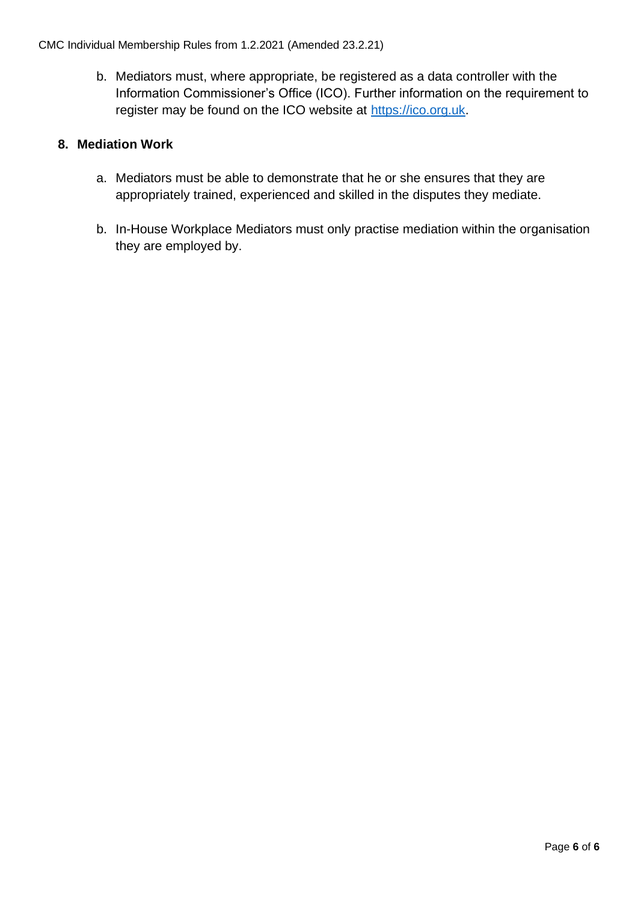b. Mediators must, where appropriate, be registered as a data controller with the Information Commissioner's Office (ICO). Further information on the requirement to register may be found on the ICO website at [https://ico.org.uk](https://ico.org.uk).

## 8. Mediation Work

a. Mediators must be able to demonstrate that he or she ensures that they are appropriately trained, experienced and skilled in the disputes they mediate.

b. In-House Workplace Mediators must only practise mediation within the organisation they are employed by.